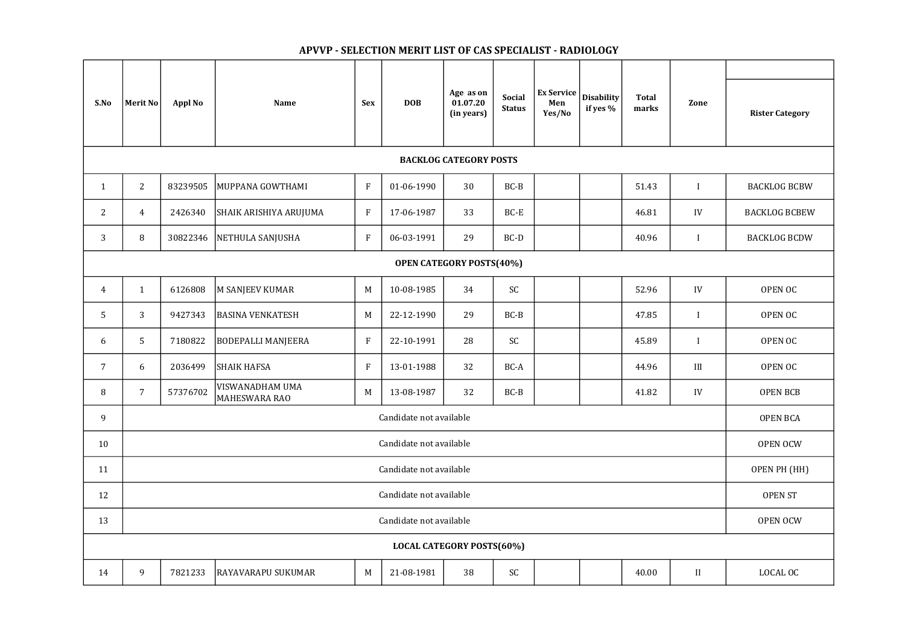## APVVP - SELECTION MERIT LIST OF CAS SPECIALIST - RADIOLOGY

| S.No | Merit No | Appl No | Name | Sex | DOB | Age as on 01.07.20 (in years) | Social Status | Ex Service Men Yes/No | Disability if yes % | Total marks | Zone | Rister Category |
|---|---|---|---|---|---|---|---|---|---|---|---|---|
| **BACKLOG CATEGORY POSTS** | | | | | | | | | | | | |
| 1 | 2 | 83239505 | MUPPANA GOWTHAMI | F | 01-06-1990 | 30 | BC-B | | | 51.43 | I | BACKLOG BCBW |
| 2 | 4 | 2426340 | SHAIK ARISHIYA ARUJUMA | F | 17-06-1987 | 33 | BC-E | | | 46.81 | IV | BACKLOG BCBEW |
| 3 | 8 | 30822346 | NETHULA SANJUSHA | F | 06-03-1991 | 29 | BC-D | | | 40.96 | I | BACKLOG BCDW |
| **OPEN CATEGORY POSTS(40%)** | | | | | | | | | | | | |
| 4 | 1 | 6126808 | M SANJEEV KUMAR | M | 10-08-1985 | 34 | SC | | | 52.96 | IV | OPEN OC |
| 5 | 3 | 9427343 | BASINA VENKATESH | M | 22-12-1990 | 29 | BC-B | | | 47.85 | I | OPEN OC |
| 6 | 5 | 7180822 | BODEPALLI MANJEERA | F | 22-10-1991 | 28 | SC | | | 45.89 | I | OPEN OC |
| 7 | 6 | 2036499 | SHAIK HAFSA | F | 13-01-1988 | 32 | BC-A | | | 44.96 | III | OPEN OC |
| 8 | 7 | 57376702 | VISWANADHAM UMA MAHESWARA RAO | M | 13-08-1987 | 32 | BC-B | | | 41.82 | IV | OPEN BCB |
| 9 | Candidate not available | | | | | | | | | | | OPEN BCA |
| 10 | Candidate not available | | | | | | | | | | | OPEN OCW |
| 11 | Candidate not available | | | | | | | | | | | OPEN PH (HH) |
| 12 | Candidate not available | | | | | | | | | | | OPEN ST |
| 13 | Candidate not available | | | | | | | | | | | OPEN OCW |
| **LOCAL CATEGORY POSTS(60%)** | | | | | | | | | | | | |
| 14 | 9 | 7821233 | RAYAVARAPU SUKUMAR | M | 21-08-1981 | 38 | SC | | | 40.00 | II | LOCAL OC |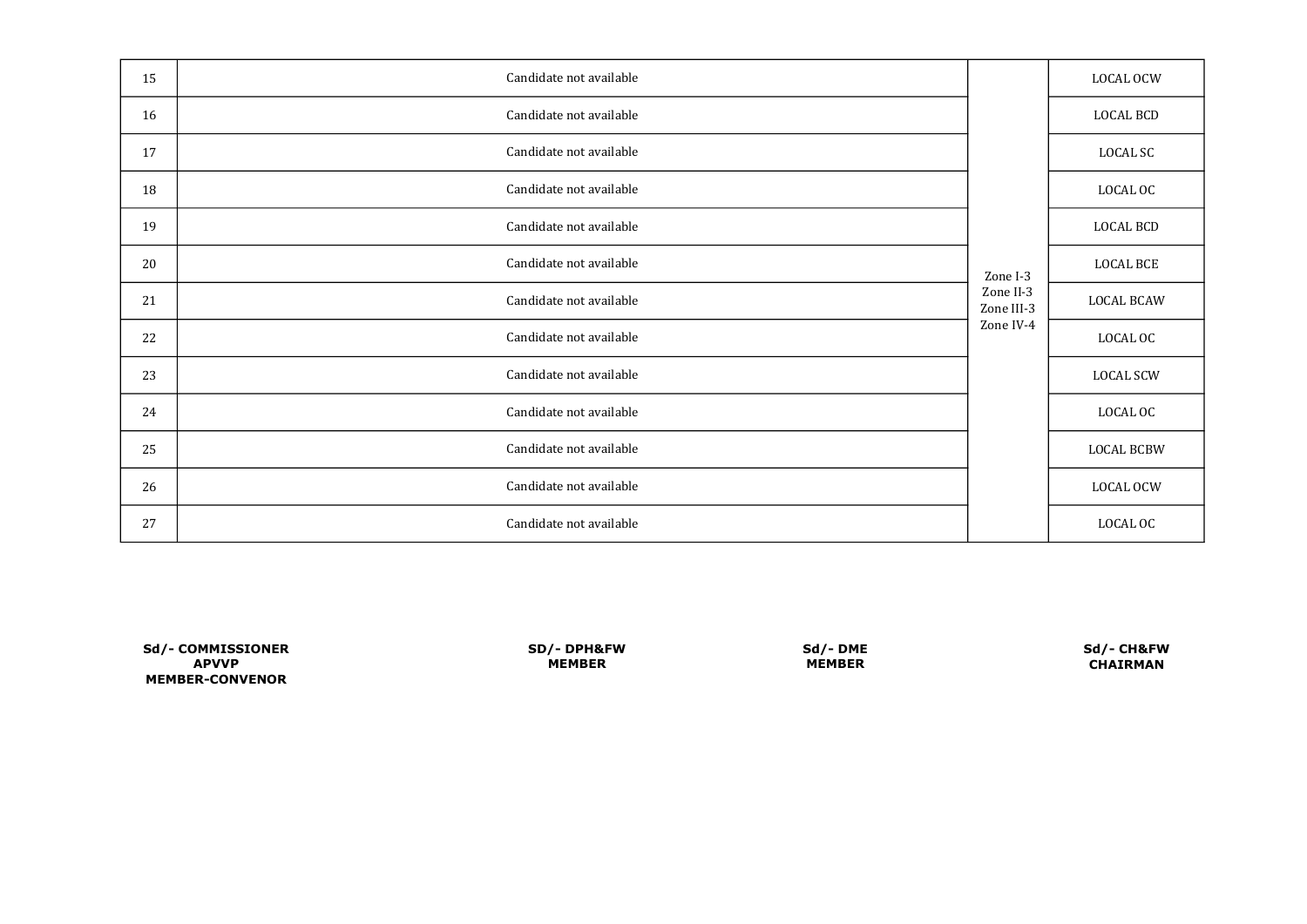| | | | |
|---|---|---|---|
| 15 | Candidate not available | Zone I-3 Zone II-3 Zone III-3 Zone IV-4 | LOCAL OCW |
| 16 | Candidate not available | | LOCAL BCD |
| 17 | Candidate not available | | LOCAL SC |
| 18 | Candidate not available | | LOCAL OC |
| 19 | Candidate not available | | LOCAL BCD |
| 20 | Candidate not available | | LOCAL BCE |
| 21 | Candidate not available | | LOCAL BCAW |
| 22 | Candidate not available | | LOCAL OC |
| 23 | Candidate not available | | LOCAL SCW |
| 24 | Candidate not available | | LOCAL OC |
| 25 | Candidate not available | | LOCAL BCBW |
| 26 | Candidate not available | | LOCAL OCW |
| 27 | Candidate not available | | LOCAL OC |

**Sd/- COMMISSIONER**
**APVVP**
**MEMBER-CONVENOR**

**SD/- DPH&FW**
**MEMBER**

**Sd/- DME**
**MEMBER**

**Sd/- CH&FW**
**CHAIRMAN**